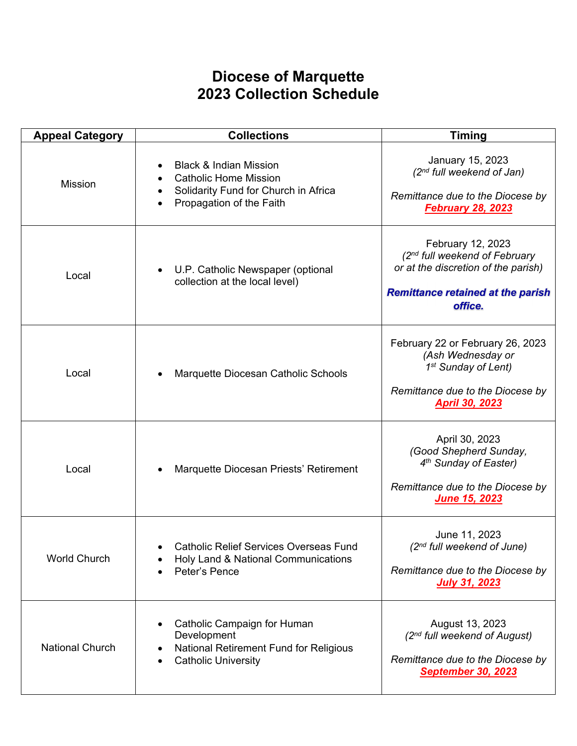# Diocese of Marquette
# 2023 Collection Schedule

| Appeal Category | Collections | Timing |
|---|---|---|
| Mission | • Black & Indian Mission<br>• Catholic Home Mission<br>• Solidarity Fund for Church in Africa<br>• Propagation of the Faith | January 15, 2023<br>*(2nd full weekend of Jan)*<br><br>*Remittance due to the Diocese by*<br>***February 28, 2023*** |
| Local | • U.P. Catholic Newspaper (optional collection at the local level) | February 12, 2023<br>*(2nd full weekend of February or at the discretion of the parish)*<br><br>***Remittance retained at the parish office.*** |
| Local | • Marquette Diocesan Catholic Schools | February 22 or February 26, 2023<br>*(Ash Wednesday or 1st Sunday of Lent)*<br><br>*Remittance due to the Diocese by*<br>***April 30, 2023*** |
| Local | • Marquette Diocesan Priests' Retirement | April 30, 2023<br>*(Good Shepherd Sunday, 4th Sunday of Easter)*<br><br>*Remittance due to the Diocese by*<br>***June 15, 2023*** |
| World Church | • Catholic Relief Services Overseas Fund<br>• Holy Land & National Communications<br>• Peter's Pence | June 11, 2023<br>*(2nd full weekend of June)*<br><br>*Remittance due to the Diocese by*<br>***July 31, 2023*** |
| National Church | • Catholic Campaign for Human Development<br>• National Retirement Fund for Religious<br>• Catholic University | August 13, 2023<br>*(2nd full weekend of August)*<br><br>*Remittance due to the Diocese by*<br>***September 30, 2023*** |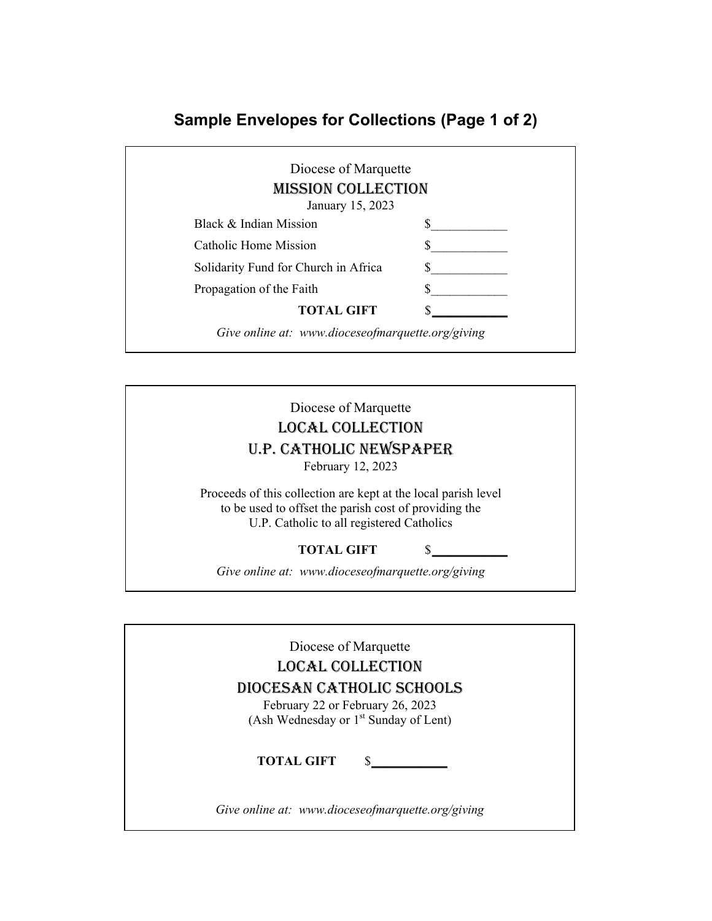# Sample Envelopes for Collections (Page 1 of 2)

---

Diocese of Marquette

**MISSION COLLECTION**

January 15, 2023

| | |
|---|---|
| Black & Indian Mission | $____________ |
| Catholic Home Mission | $____________ |
| Solidarity Fund for Church in Africa | $____________ |
| Propagation of the Faith | $____________ |
| **TOTAL GIFT** | $____________ |

*Give online at: www.dioceseofmarquette.org/giving*

---

Diocese of Marquette

**LOCAL COLLECTION**

**U.P. CATHOLIC NEWSPAPER**

February 12, 2023

Proceeds of this collection are kept at the local parish level to be used to offset the parish cost of providing the U.P. Catholic to all registered Catholics

**TOTAL GIFT** $____________

*Give online at: www.dioceseofmarquette.org/giving*

---

Diocese of Marquette

**LOCAL COLLECTION**

**DIOCESAN CATHOLIC SCHOOLS**

February 22 or February 26, 2023

(Ash Wednesday or 1st Sunday of Lent)

**TOTAL GIFT** $____________

*Give online at: www.dioceseofmarquette.org/giving*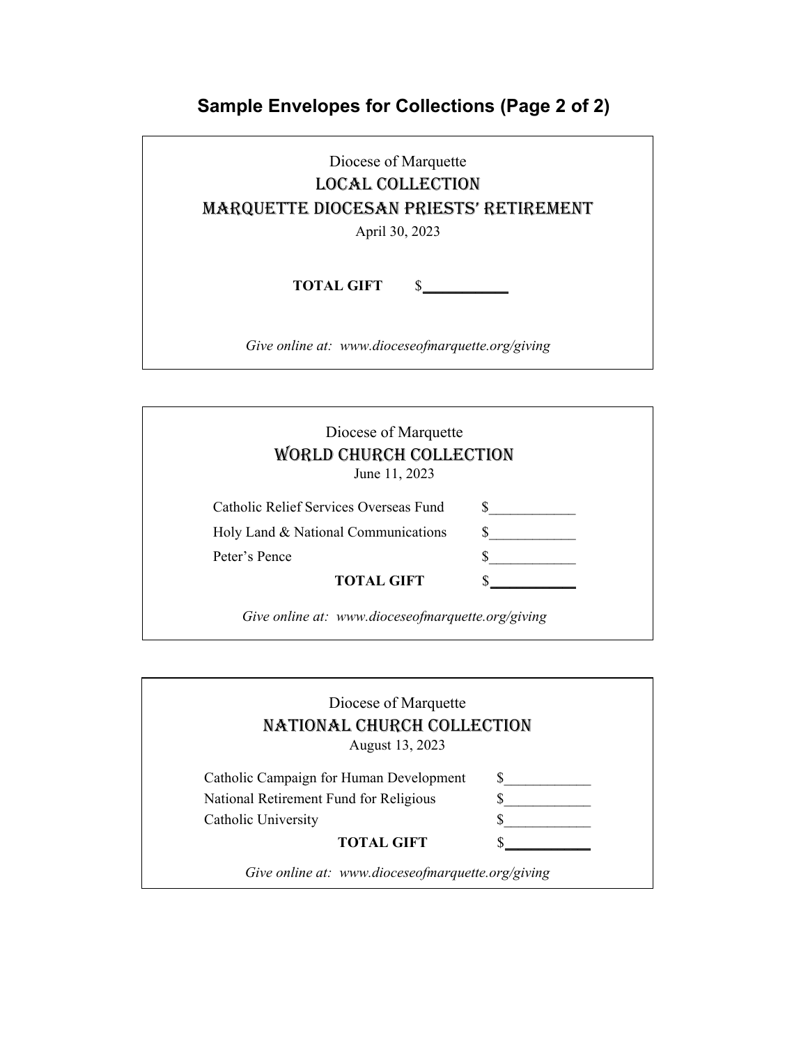# Sample Envelopes for Collections (Page 2 of 2)

Diocese of Marquette

**LOCAL COLLECTION**

**MARQUETTE DIOCESAN PRIESTS' RETIREMENT**

April 30, 2023

**TOTAL GIFT** $\_\_\_\_\_\_\_\_\_\_\_\_

*Give online at: www.dioceseofmarquette.org/giving*

---

Diocese of Marquette

**WORLD CHURCH COLLECTION**

June 11, 2023

| | |
|---|---|
| Catholic Relief Services Overseas Fund | $\_\_\_\_\_\_\_\_\_\_\_\_ |
| Holy Land & National Communications | $\_\_\_\_\_\_\_\_\_\_\_\_ |
| Peter's Pence | $\_\_\_\_\_\_\_\_\_\_\_\_ |
| **TOTAL GIFT** | $\_\_\_\_\_\_\_\_\_\_\_\_ |

*Give online at: www.dioceseofmarquette.org/giving*

---

Diocese of Marquette

**NATIONAL CHURCH COLLECTION**

August 13, 2023

| | |
|---|---|
| Catholic Campaign for Human Development | $\_\_\_\_\_\_\_\_\_\_\_\_ |
| National Retirement Fund for Religious | $\_\_\_\_\_\_\_\_\_\_\_\_ |
| Catholic University | $\_\_\_\_\_\_\_\_\_\_\_\_ |
| **TOTAL GIFT** | $\_\_\_\_\_\_\_\_\_\_\_\_ |

*Give online at: www.dioceseofmarquette.org/giving*